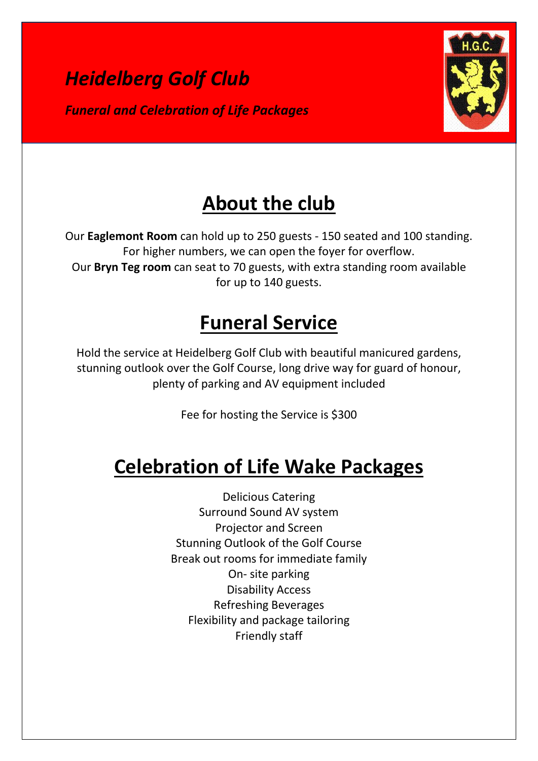# *Heidelberg Golf Club*

***Funeral and Celebration of Life Packages***

## About the club

Our **Eaglemont Room** can hold up to 250 guests - 150 seated and 100 standing. For higher numbers, we can open the foyer for overflow.
Our **Bryn Teg room** can seat to 70 guests, with extra standing room available for up to 140 guests.

## Funeral Service

Hold the service at Heidelberg Golf Club with beautiful manicured gardens, stunning outlook over the Golf Course, long drive way for guard of honour, plenty of parking and AV equipment included

Fee for hosting the Service is $300

## Celebration of Life Wake Packages

Delicious Catering
Surround Sound AV system
Projector and Screen
Stunning Outlook of the Golf Course
Break out rooms for immediate family
On- site parking
Disability Access
Refreshing Beverages
Flexibility and package tailoring
Friendly staff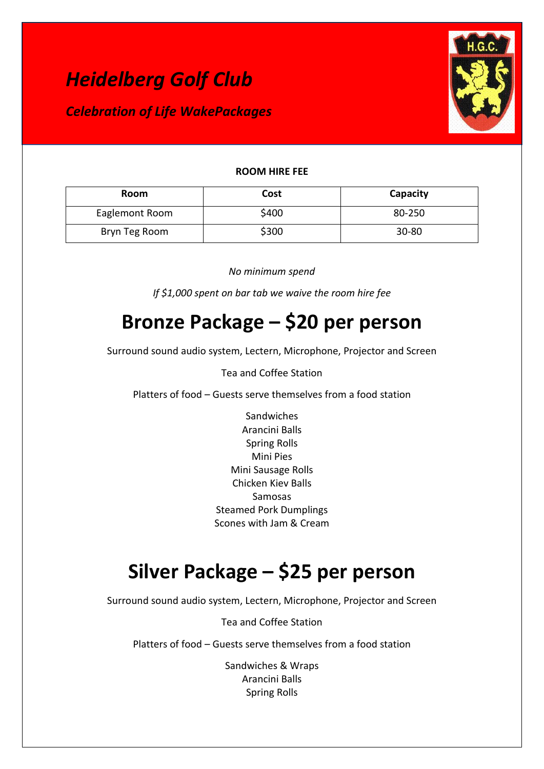# *Heidelberg Golf Club*

## *Celebration of Life WakePackages*

**ROOM HIRE FEE**

| Room | Cost | Capacity |
| --- | --- | --- |
| Eaglemont Room | $400 | 80-250 |
| Bryn Teg Room | $300 | 30-80 |

*No minimum spend*

*If $1,000 spent on bar tab we waive the room hire fee*

# Bronze Package – $20 per person

Surround sound audio system, Lectern, Microphone, Projector and Screen

Tea and Coffee Station

Platters of food – Guests serve themselves from a food station

Sandwiches
Arancini Balls
Spring Rolls
Mini Pies
Mini Sausage Rolls
Chicken Kiev Balls
Samosas
Steamed Pork Dumplings
Scones with Jam & Cream

# Silver Package – $25 per person

Surround sound audio system, Lectern, Microphone, Projector and Screen

Tea and Coffee Station

Platters of food – Guests serve themselves from a food station

Sandwiches & Wraps
Arancini Balls
Spring Rolls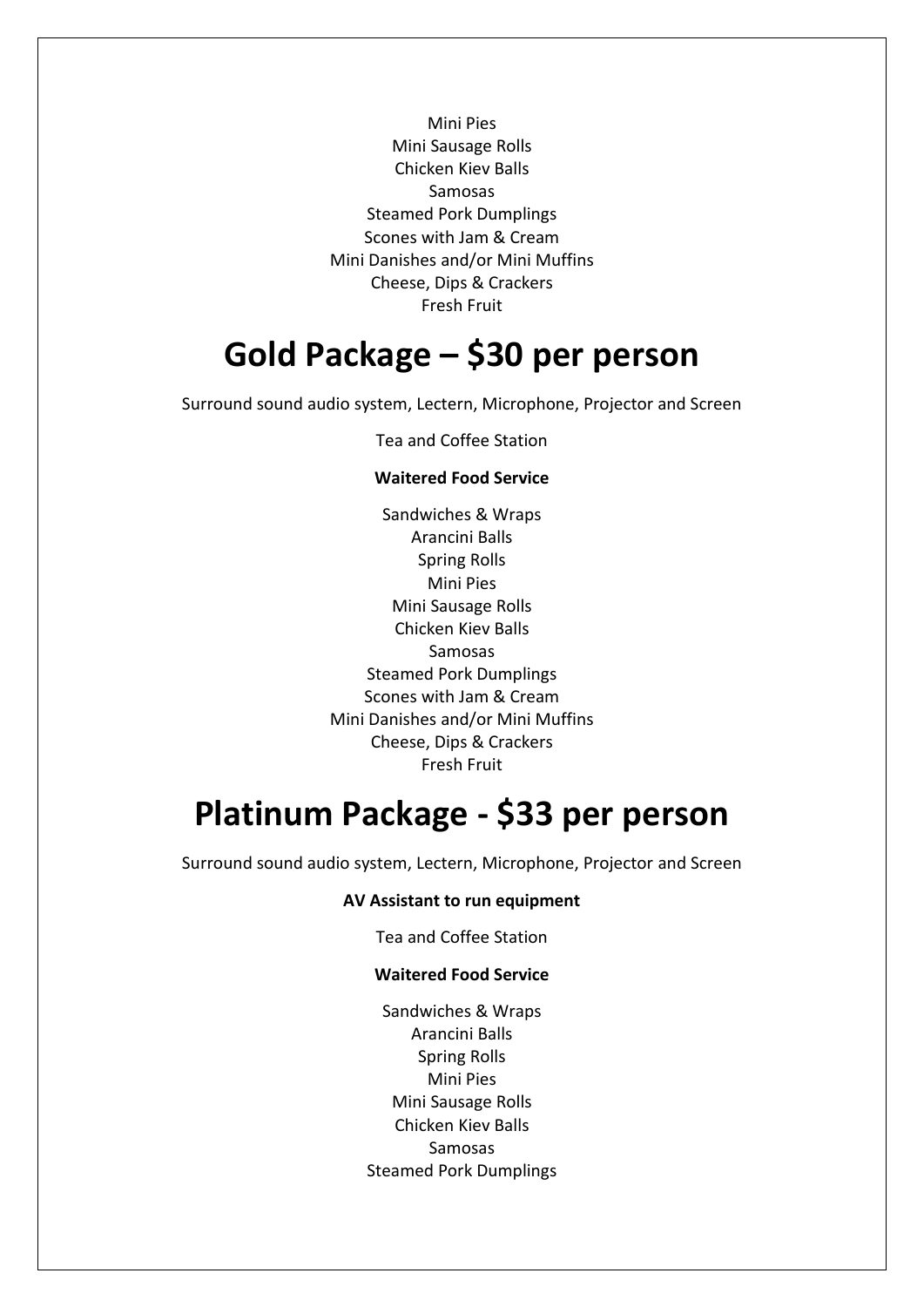Mini Pies
Mini Sausage Rolls
Chicken Kiev Balls
Samosas
Steamed Pork Dumplings
Scones with Jam & Cream
Mini Danishes and/or Mini Muffins
Cheese, Dips & Crackers
Fresh Fruit

# Gold Package – $30 per person

Surround sound audio system, Lectern, Microphone, Projector and Screen

Tea and Coffee Station

**Waitered Food Service**

Sandwiches & Wraps
Arancini Balls
Spring Rolls
Mini Pies
Mini Sausage Rolls
Chicken Kiev Balls
Samosas
Steamed Pork Dumplings
Scones with Jam & Cream
Mini Danishes and/or Mini Muffins
Cheese, Dips & Crackers
Fresh Fruit

# Platinum Package - $33 per person

Surround sound audio system, Lectern, Microphone, Projector and Screen

**AV Assistant to run equipment**

Tea and Coffee Station

**Waitered Food Service**

Sandwiches & Wraps
Arancini Balls
Spring Rolls
Mini Pies
Mini Sausage Rolls
Chicken Kiev Balls
Samosas
Steamed Pork Dumplings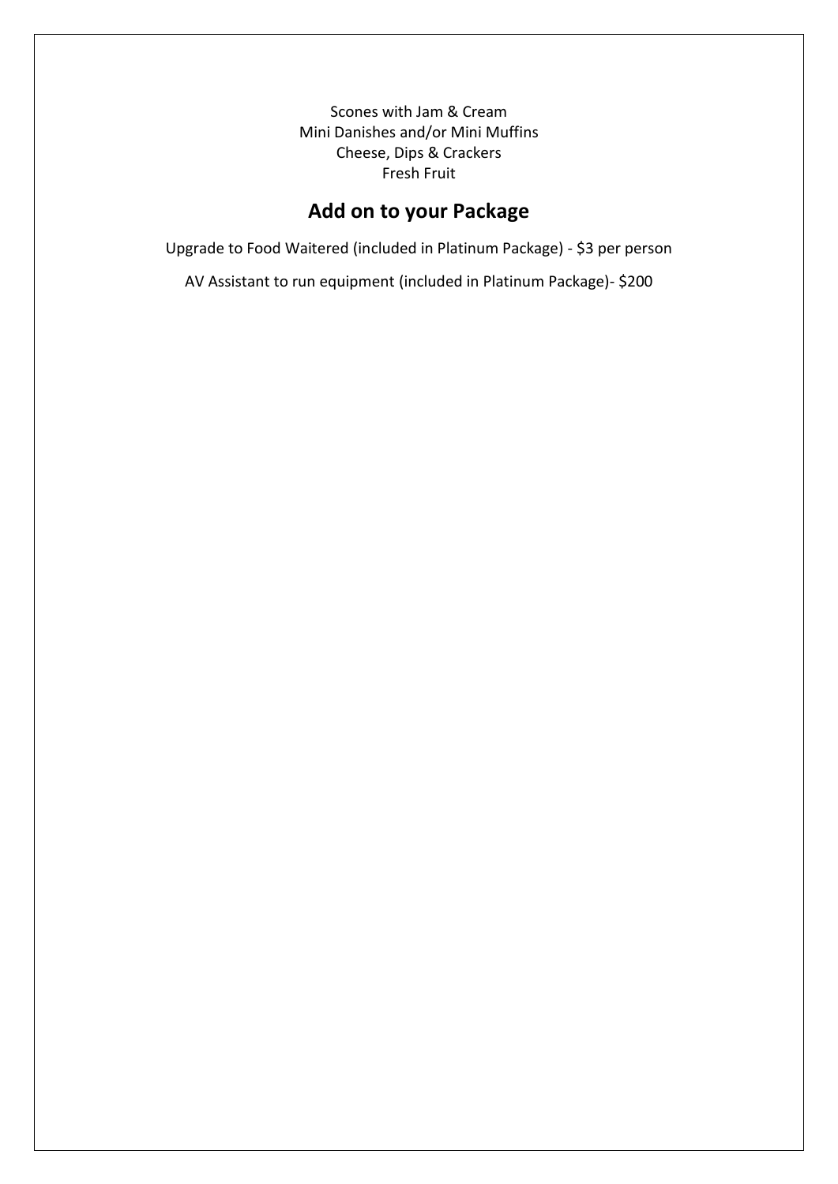Scones with Jam & Cream
Mini Danishes and/or Mini Muffins
Cheese, Dips & Crackers
Fresh Fruit

## Add on to your Package

Upgrade to Food Waitered (included in Platinum Package) - $3 per person

AV Assistant to run equipment (included in Platinum Package)- $200